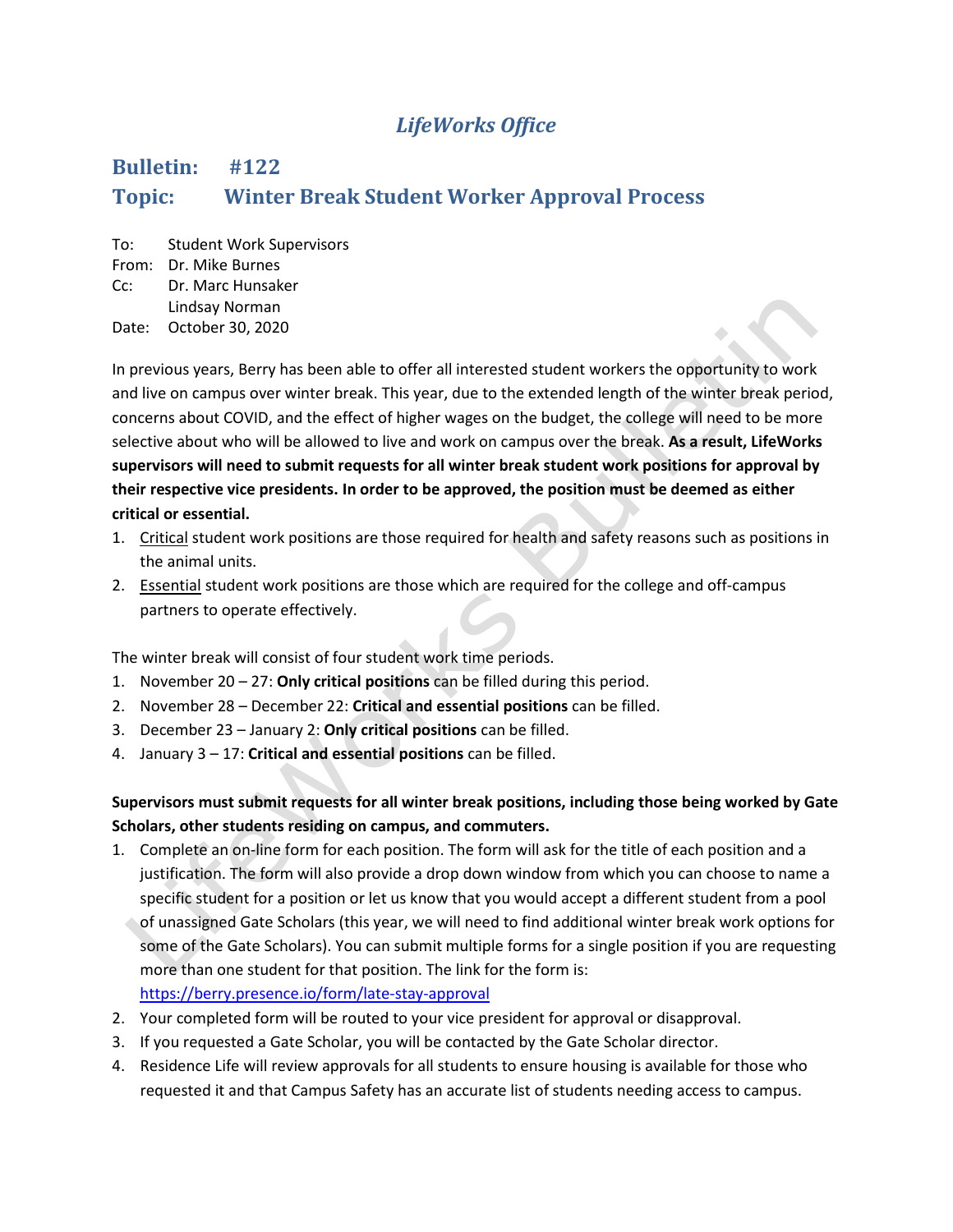# *LifeWorks Office*

## Bulletin: #122

## Topic: Winter Break Student Worker Approval Process

To: Student Work Supervisors
From: Dr. Mike Burnes
Cc: Dr. Marc Hunsaker
Lindsay Norman
Date: October 30, 2020

In previous years, Berry has been able to offer all interested student workers the opportunity to work and live on campus over winter break. This year, due to the extended length of the winter break period, concerns about COVID, and the effect of higher wages on the budget, the college will need to be more selective about who will be allowed to live and work on campus over the break. **As a result, LifeWorks supervisors will need to submit requests for all winter break student work positions for approval by their respective vice presidents. In order to be approved, the position must be deemed as either critical or essential.**

1. <u>Critical</u> student work positions are those required for health and safety reasons such as positions in the animal units.
2. <u>Essential</u> student work positions are those which are required for the college and off-campus partners to operate effectively.

The winter break will consist of four student work time periods.

1. November 20 – 27: **Only critical positions** can be filled during this period.
2. November 28 – December 22: **Critical and essential positions** can be filled.
3. December 23 – January 2: **Only critical positions** can be filled.
4. January 3 – 17: **Critical and essential positions** can be filled.

**Supervisors must submit requests for all winter break positions, including those being worked by Gate Scholars, other students residing on campus, and commuters.**

1. Complete an on-line form for each position. The form will ask for the title of each position and a justification. The form will also provide a drop down window from which you can choose to name a specific student for a position or let us know that you would accept a different student from a pool of unassigned Gate Scholars (this year, we will need to find additional winter break work options for some of the Gate Scholars). You can submit multiple forms for a single position if you are requesting more than one student for that position. The link for the form is: [https://berry.presence.io/form/late-stay-approval](https://berry.presence.io/form/late-stay-approval)
2. Your completed form will be routed to your vice president for approval or disapproval.
3. If you requested a Gate Scholar, you will be contacted by the Gate Scholar director.
4. Residence Life will review approvals for all students to ensure housing is available for those who requested it and that Campus Safety has an accurate list of students needing access to campus.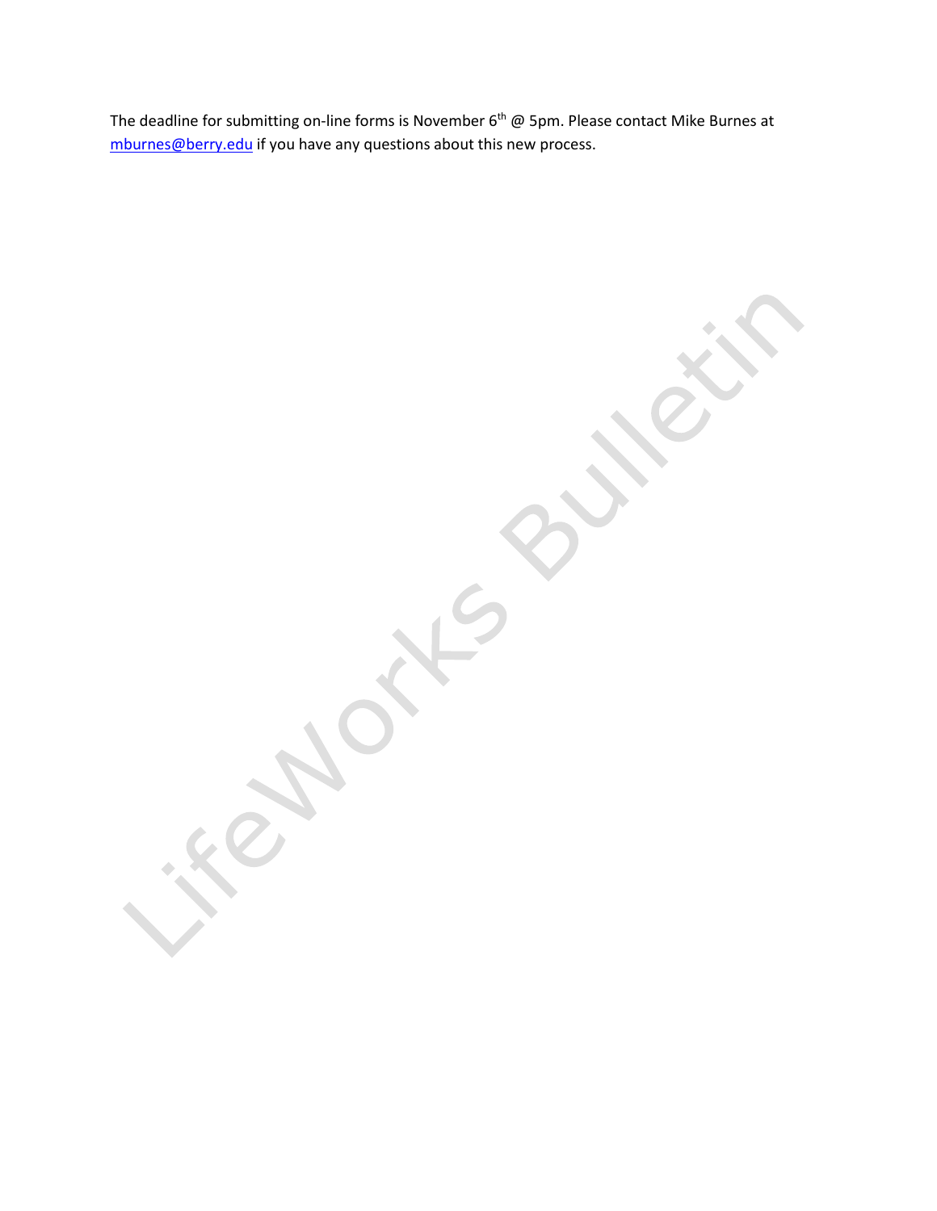The deadline for submitting on-line forms is November 6th @ 5pm. Please contact Mike Burnes at mburnes@berry.edu if you have any questions about this new process.